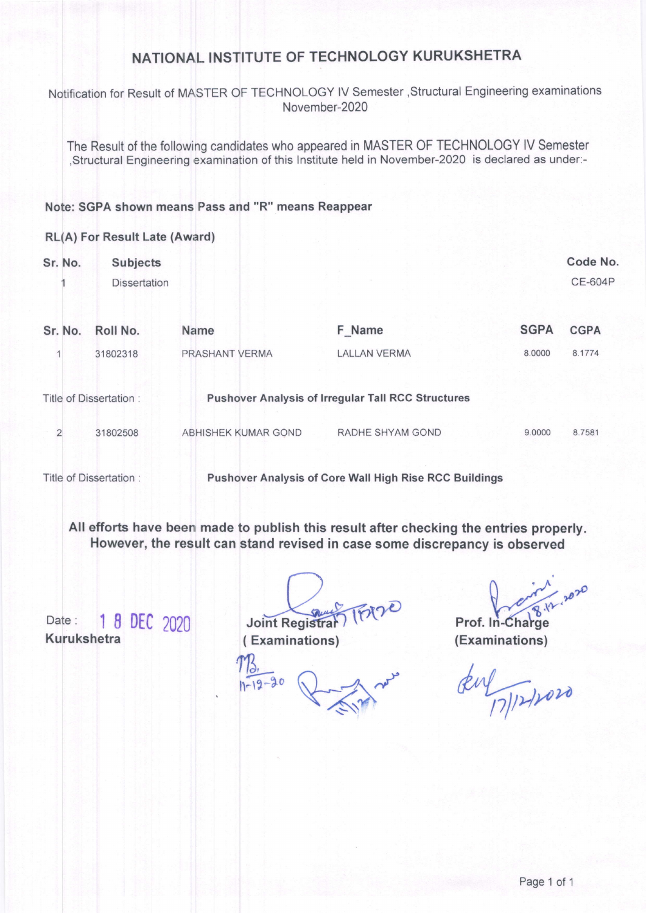# NATIONAL INSTITUTE OF TECHNOLOGY KURUKSHETRA

Notification for Result of MASTER OF TECHNOLOGY IV Semester ,Structural Engineering examinations November-2020

The Result of the following candidates who appeared in MASTER OF TECHNOLOGY IV Semester ,Structural Engineering examination of this Institute held in November-2020 is declared as under:-

**Note: SGPA shown means Pass and "R" means Reappear**

**RL(A) For Result Late (Award)**

| Sr. No. | Subjects | Code No. |
|---|---|---|
| 1 | Dissertation | CE-604P |

| Sr. No. | Roll No. | Name | F_Name | SGPA | CGPA |
|---|---|---|---|---|---|
| 1 | 31802318 | PRASHANT VERMA | LALLAN VERMA | 8.0000 | 8.1774 |
| Title of Dissertation : | | **Pushover Analysis of Irregular Tall RCC Structures** | | | |
| 2 | 31802508 | ABHISHEK KUMAR GOND | RADHE SHYAM GOND | 9.0000 | 8.7581 |
| Title of Dissertation : | | **Pushover Analysis of Core Wall High Rise RCC Buildings** | | | |

**All efforts have been made to publish this result after checking the entries properly. However, the result can stand revised in case some discrepancy is observed**

Date : 18 DEC 2020
**Kurukshetra**

**Joint Registrar**
**( Examinations)**

**Prof. In-Charge**
**(Examinations)**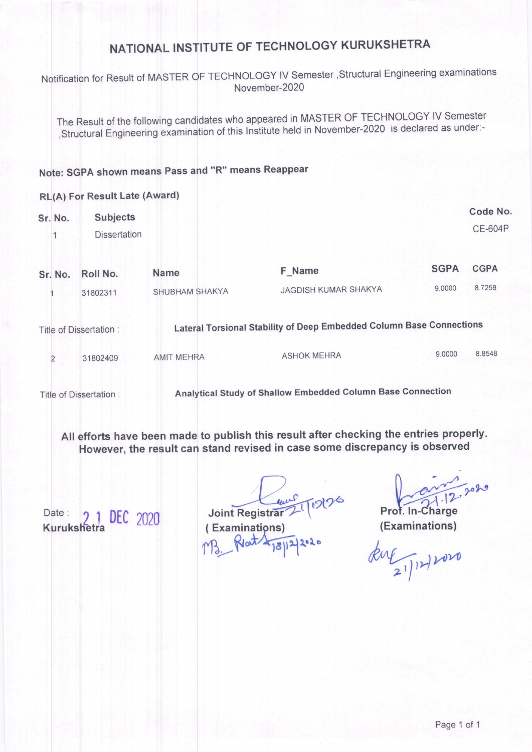# NATIONAL INSTITUTE OF TECHNOLOGY KURUKSHETRA

Notification for Result of MASTER OF TECHNOLOGY IV Semester ,Structural Engineering examinations November-2020

The Result of the following candidates who appeared in MASTER OF TECHNOLOGY IV Semester ,Structural Engineering examination of this Institute held in November-2020 is declared as under:-

**Note: SGPA shown means Pass and "R" means Reappear**

**RL(A) For Result Late (Award)**

| Sr. No. | Subjects | Code No. |
|---|---|---|
| 1 | Dissertation | CE-604P |

| Sr. No. | Roll No. | Name | F_Name | SGPA | CGPA |
|---|---|---|---|---|---|
| 1 | 31802311 | SHUBHAM SHAKYA | JAGDISH KUMAR SHAKYA | 9.0000 | 8.7258 |
| Title of Dissertation : | | **Lateral Torsional Stability of Deep Embedded Column Base Connections** | | | |
| 2 | 31802409 | AMIT MEHRA | ASHOK MEHRA | 9.0000 | 8.8548 |
| Title of Dissertation : | | **Analytical Study of Shallow Embedded Column Base Connection** | | | |

**All efforts have been made to publish this result after checking the entries properly. However, the result can stand revised in case some discrepancy is observed**

Date : 21 DEC 2020
Kurukshetra

Joint Registrar 21/12/20
(Examinations)
18/12/2020

Prof. In-Charge
(Examinations)
21.12.2020
21/12/2020